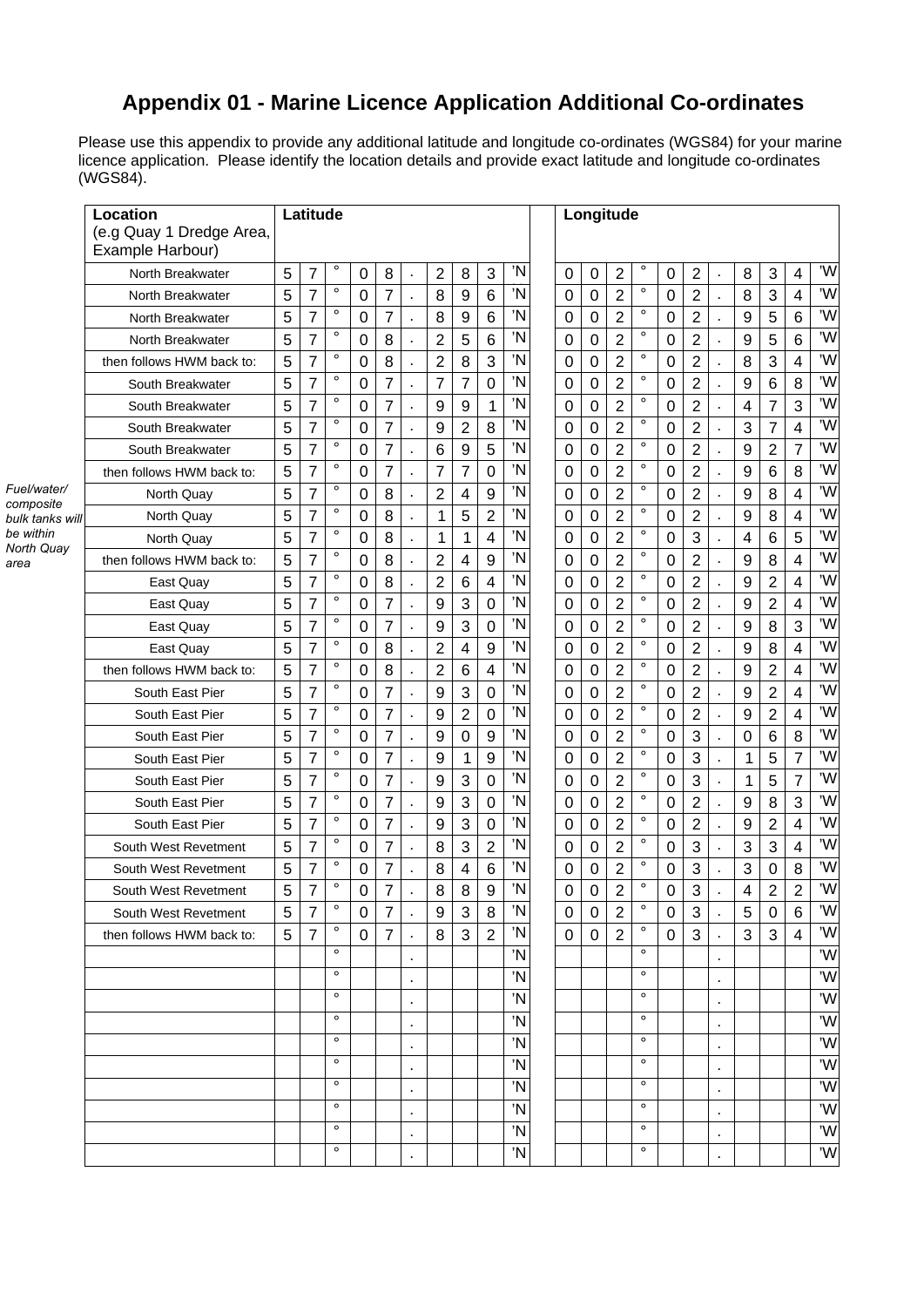# Appendix 01 - Marine Licence Application Additional Co-ordinates

Please use this appendix to provide any additional latitude and longitude co-ordinates (WGS84) for your marine licence application. Please identify the location details and provide exact latitude and longitude co-ordinates (WGS84).

| Location (e.g Quay 1 Dredge Area, Example Harbour) | Latitude | Longitude |
|---|---|---|
| North Breakwater | 57° 08.283'N | 002° 02.834'W |
| North Breakwater | 57° 07.896'N | 002° 02.834'W |
| North Breakwater | 57° 07.896'N | 002° 02.956'W |
| North Breakwater | 57° 08.256'N | 002° 02.956'W |
| then follows HWM back to: | 57° 08.283'N | 002° 02.834'W |
| South Breakwater | 57° 07.770'N | 002° 02.968'W |
| South Breakwater | 57° 07.991'N | 002° 02.473'W |
| South Breakwater | 57° 07.928'N | 002° 02.374'W |
| South Breakwater | 57° 07.695'N | 002° 02.927'W |
| then follows HWM back to: | 57° 07.770'N | 002° 02.968'W |
| North Quay | 57° 08.249'N | 002° 02.984'W |
| North Quay | 57° 08.152'N | 002° 02.984'W |
| North Quay | 57° 08.114'N | 002° 03.465'W |
| then follows HWM back to: | 57° 08.249'N | 002° 02.984'W |
| East Quay | 57° 08.264'N | 002° 02.924'W |
| East Quay | 57° 07.930'N | 002° 02.924'W |
| East Quay | 57° 07.930'N | 002° 02.983'W |
| East Quay | 57° 08.249'N | 002° 02.984'W |
| then follows HWM back to: | 57° 08.264'N | 002° 02.924'W |
| South East Pier | 57° 07.930'N | 002° 02.924'W |
| South East Pier | 57° 07.920'N | 002° 02.924'W |
| South East Pier | 57° 07.909'N | 002° 03.068'W |
| South East Pier | 57° 07.919'N | 002° 03.157'W |
| South East Pier | 57° 07.930'N | 002° 03.157'W |
| South East Pier | 57° 07.930'N | 002° 02.983'W |
| South East Pier | 57° 07.930'N | 002° 02.924'W |
| South West Revetment | 57° 07.832'N | 002° 03.334'W |
| South West Revetment | 57° 07.846'N | 002° 03.308'W |
| South West Revetment | 57° 07.889'N | 002° 03.422'W |
| South West Revetment | 57° 07.938'N | 002° 03.506'W |
| then follows HWM back to: | 57° 07.832'N | 002° 03.334'W |
| | ° . 'N | ° . 'W |
| | ° . 'N | ° . 'W |
| | ° . 'N | ° . 'W |
| | ° . 'N | ° . 'W |
| | ° . 'N | ° . 'W |
| | ° . 'N | ° . 'W |
| | ° . 'N | ° . 'W |
| | ° . 'N | ° . 'W |
| | ° . 'N | ° . 'W |
| | ° . 'N | ° . 'W |

*Fuel/water/composite bulk tanks will be within North Quay area*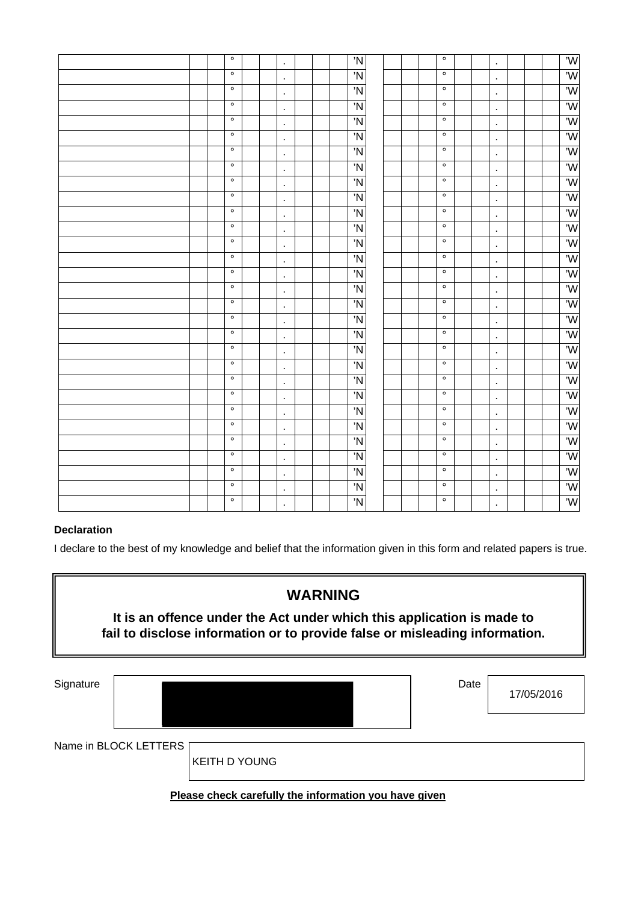| | | | | | | | | | | | | | | | | | | | | |
|---|---|---|---|---|---|---|---|---|---|---|---|---|---|---|---|---|---|---|---|---|
| | | | ° | | | . | | | | 'N | | | | ° | | | . | | | 'W |
| | | | ° | | | . | | | | 'N | | | | ° | | | . | | | 'W |
| | | | ° | | | . | | | | 'N | | | | ° | | | . | | | 'W |
| | | | ° | | | . | | | | 'N | | | | ° | | | . | | | 'W |
| | | | ° | | | . | | | | 'N | | | | ° | | | . | | | 'W |
| | | | ° | | | . | | | | 'N | | | | ° | | | . | | | 'W |
| | | | ° | | | . | | | | 'N | | | | ° | | | . | | | 'W |
| | | | ° | | | . | | | | 'N | | | | ° | | | . | | | 'W |
| | | | ° | | | . | | | | 'N | | | | ° | | | . | | | 'W |
| | | | ° | | | . | | | | 'N | | | | ° | | | . | | | 'W |
| | | | ° | | | . | | | | 'N | | | | ° | | | . | | | 'W |
| | | | ° | | | . | | | | 'N | | | | ° | | | . | | | 'W |
| | | | ° | | | . | | | | 'N | | | | ° | | | . | | | 'W |
| | | | ° | | | . | | | | 'N | | | | ° | | | . | | | 'W |
| | | | ° | | | . | | | | 'N | | | | ° | | | . | | | 'W |
| | | | ° | | | . | | | | 'N | | | | ° | | | . | | | 'W |
| | | | ° | | | . | | | | 'N | | | | ° | | | . | | | 'W |
| | | | ° | | | . | | | | 'N | | | | ° | | | . | | | 'W |
| | | | ° | | | . | | | | 'N | | | | ° | | | . | | | 'W |
| | | | ° | | | . | | | | 'N | | | | ° | | | . | | | 'W |
| | | | ° | | | . | | | | 'N | | | | ° | | | . | | | 'W |
| | | | ° | | | . | | | | 'N | | | | ° | | | . | | | 'W |
| | | | ° | | | . | | | | 'N | | | | ° | | | . | | | 'W |
| | | | ° | | | . | | | | 'N | | | | ° | | | . | | | 'W |
| | | | ° | | | . | | | | 'N | | | | ° | | | . | | | 'W |
| | | | ° | | | . | | | | 'N | | | | ° | | | . | | | 'W |
| | | | ° | | | . | | | | 'N | | | | ° | | | . | | | 'W |
| | | | ° | | | . | | | | 'N | | | | ° | | | . | | | 'W |
| | | | ° | | | . | | | | 'N | | | | ° | | | . | | | 'W |
| | | | ° | | | . | | | | 'N | | | | ° | | | . | | | 'W |

**Declaration**

I declare to the best of my knowledge and belief that the information given in this form and related papers is true.

## WARNING

**It is an offence under the Act under which this application is made to fail to disclose information or to provide false or misleading information.**

Signature: [redacted]

Date: 17/05/2016

Name in BLOCK LETTERS: KEITH D YOUNG

**Please check carefully the information you have given**